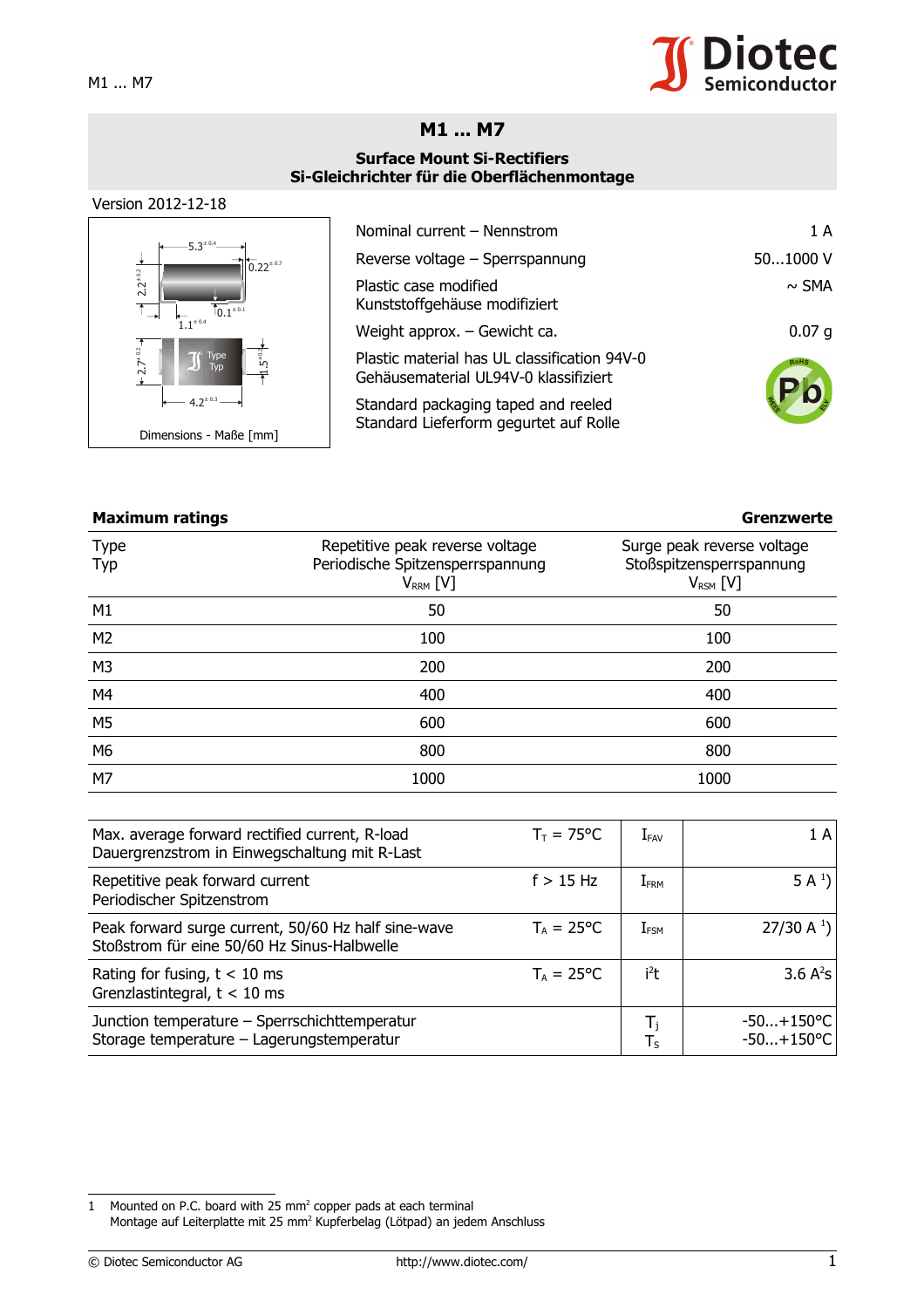# M1 ... M7

**Surface Mount Si-Rectifiers**
**Si-Gleichrichter für die Oberflächenmontage**

Version 2012-12-18

Dimensions - Maße [mm]

| | |
|---|---|
| Nominal current – Nennstrom | 1 A |
| Reverse voltage – Sperrspannung | 50...1000 V |
| Plastic case modified<br>Kunststoffgehäuse modifiziert | ~ SMA |
| Weight approx. – Gewicht ca. | 0.07 g |
| Plastic material has UL classification 94V-0<br>Gehäusematerial UL94V-0 klassifiziert | |
| Standard packaging taped and reeled<br>Standard Lieferform gegurtet auf Rolle | |

## Maximum ratings — Grenzwerte

| Type<br>Typ | Repetitive peak reverse voltage<br>Periodische Spitzensperrspannung<br>$V_{RRM}$ [V] | Surge peak reverse voltage<br>Stoßspitzensperrspannung<br>$V_{RSM}$ [V] |
|---|---|---|
| M1 | 50 | 50 |
| M2 | 100 | 100 |
| M3 | 200 | 200 |
| M4 | 400 | 400 |
| M5 | 600 | 600 |
| M6 | 800 | 800 |
| M7 | 1000 | 1000 |

| | | | |
|---|---|---|---|
| Max. average forward rectified current, R-load<br>Dauergrenzstrom in Einwegschaltung mit R-Last | $T_T$ = 75°C | $I_{FAV}$ | 1 A |
| Repetitive peak forward current<br>Periodischer Spitzenstrom | f > 15 Hz | $I_{FRM}$ | 5 A [1]) |
| Peak forward surge current, 50/60 Hz half sine-wave<br>Stoßstrom für eine 50/60 Hz Sinus-Halbwelle | $T_A$ = 25°C | $I_{FSM}$ | 27/30 A [1]) |
| Rating for fusing, t < 10 ms<br>Grenzlastintegral, t < 10 ms | $T_A$ = 25°C | $i^2t$ | 3.6 $A^2s$ |
| Junction temperature – Sperrschichttemperatur<br>Storage temperature – Lagerungstemperatur | | $T_j$<br>$T_S$ | -50...+150°C<br>-50...+150°C |

1 Mounted on P.C. board with 25 $mm^2$ copper pads at each terminal
Montage auf Leiterplatte mit 25 $mm^2$ Kupferbelag (Lötpad) an jedem Anschluss

© Diotec Semiconductor AG http://www.diotec.com/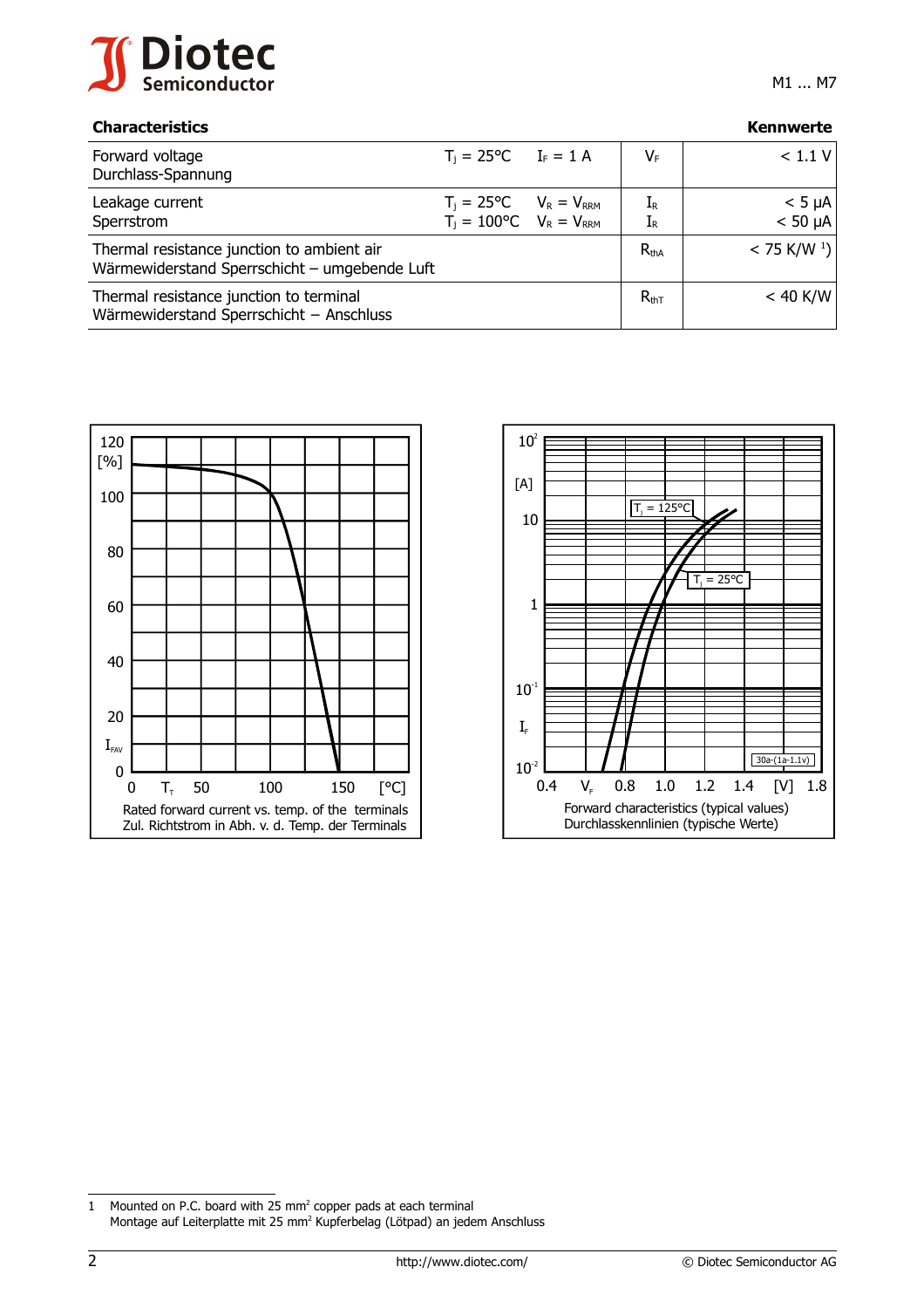## Characteristics | Kennwerte

| | | | |
|---|---|---|---|
| Forward voltage<br>Durchlass-Spannung | $T_j$ = 25°C $I_F$ = 1 A | $V_F$ | < 1.1 V |
| Leakage current<br>Sperrstrom | $T_j$ = 25°C $V_R$ = $V_{RRM}$<br>$T_j$ = 100°C $V_R$ = $V_{RRM}$ | $I_R$<br>$I_R$ | < 5 µA<br>< 50 µA |
| Thermal resistance junction to ambient air<br>Wärmewiderstand Sperrschicht – umgebende Luft | | $R_{thA}$ | < 75 K/W [1]) |
| Thermal resistance junction to terminal<br>Wärmewiderstand Sperrschicht – Anschluss | | $R_{thT}$ | < 40 K/W |

120
[%]
100
80
60
40
20
$I_{FAV}$
0
0 $T_T$ 50 100 150 [°C]

Rated forward current vs. temp. of the terminals
Zul. Richtstrom in Abh. v. d. Temp. der Terminals

$10^2$
[A]
10
1
$10^{-1}$
$I_F$
$10^{-2}$
$T_j$ = 125°C
$T_j$ = 25°C
30a-(1a-1.1v)
0.4 $V_F$ 0.8 1.0 1.2 1.4 [V] 1.8

Forward characteristics (typical values)
Durchlasskennlinien (typische Werte)

---

1 Mounted on P.C. board with 25 mm² copper pads at each terminal
Montage auf Leiterplatte mit 25 mm² Kupferbelag (Lötpad) an jedem Anschluss